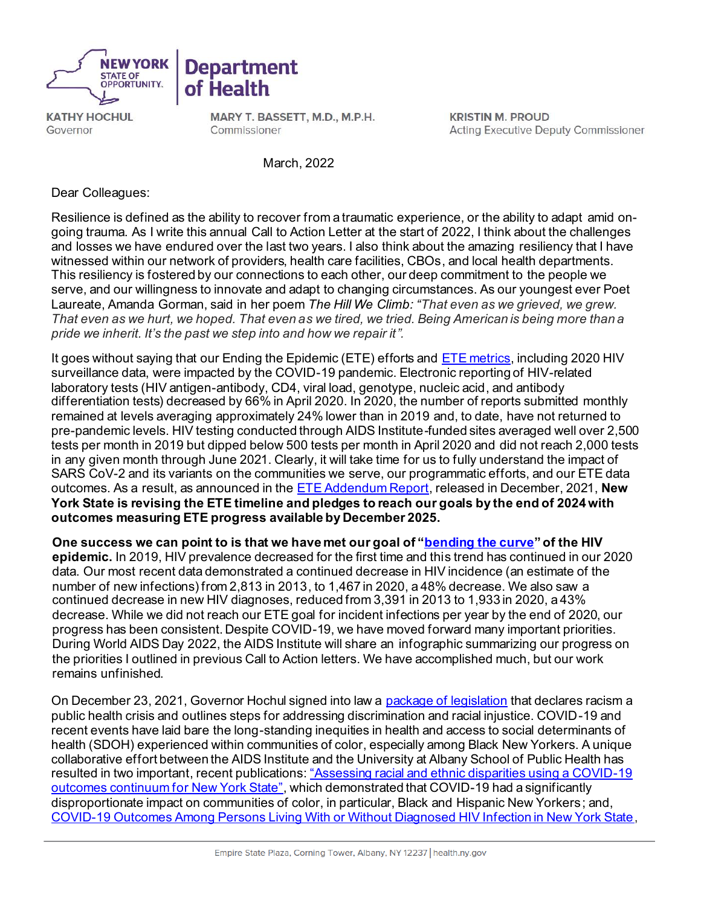**NEW YORK STATE OF OPPORTUNITY.** | **Department of Health**

**KATHY HOCHUL**
Governor

**MARY T. BASSETT, M.D., M.P.H.**
Commissioner

**KRISTIN M. PROUD**
Acting Executive Deputy Commissioner

March, 2022

Dear Colleagues:

Resilience is defined as the ability to recover from a traumatic experience, or the ability to adapt amid on-going trauma. As I write this annual Call to Action Letter at the start of 2022, I think about the challenges and losses we have endured over the last two years. I also think about the amazing resiliency that I have witnessed within our network of providers, health care facilities, CBOs, and local health departments. This resiliency is fostered by our connections to each other, our deep commitment to the people we serve, and our willingness to innovate and adapt to changing circumstances. As our youngest ever Poet Laureate, Amanda Gorman, said in her poem *The Hill We Climb: "That even as we grieved, we grew. That even as we hurt, we hoped. That even as we tired, we tried. Being American is being more than a pride we inherit. It's the past we step into and how we repair it".*

It goes without saying that our Ending the Epidemic (ETE) efforts and [ETE metrics](), including 2020 HIV surveillance data, were impacted by the COVID-19 pandemic. Electronic reporting of HIV-related laboratory tests (HIV antigen-antibody, CD4, viral load, genotype, nucleic acid, and antibody differentiation tests) decreased by 66% in April 2020. In 2020, the number of reports submitted monthly remained at levels averaging approximately 24% lower than in 2019 and, to date, have not returned to pre-pandemic levels. HIV testing conducted through AIDS Institute-funded sites averaged well over 2,500 tests per month in 2019 but dipped below 500 tests per month in April 2020 and did not reach 2,000 tests in any given month through June 2021. Clearly, it will take time for us to fully understand the impact of SARS CoV-2 and its variants on the communities we serve, our programmatic efforts, and our ETE data outcomes. As a result, as announced in the [ETE Addendum Report](), released in December, 2021, **New York State is revising the ETE timeline and pledges to reach our goals by the end of 2024 with outcomes measuring ETE progress available by December 2025.**

**One success we can point to is that we have met our goal of "[bending the curve]()" of the HIV epidemic.** In 2019, HIV prevalence decreased for the first time and this trend has continued in our 2020 data. Our most recent data demonstrated a continued decrease in HIV incidence (an estimate of the number of new infections) from 2,813 in 2013, to 1,467 in 2020, a 48% decrease. We also saw a continued decrease in new HIV diagnoses, reduced from 3,391 in 2013 to 1,933 in 2020, a 43% decrease. While we did not reach our ETE goal for incident infections per year by the end of 2020, our progress has been consistent. Despite COVID-19, we have moved forward many important priorities. During World AIDS Day 2022, the AIDS Institute will share an infographic summarizing our progress on the priorities I outlined in previous Call to Action letters. We have accomplished much, but our work remains unfinished.

On December 23, 2021, Governor Hochul signed into law a [package of legislation]() that declares racism a public health crisis and outlines steps for addressing discrimination and racial injustice. COVID-19 and recent events have laid bare the long-standing inequities in health and access to social determinants of health (SDOH) experienced within communities of color, especially among Black New Yorkers. A unique collaborative effort between the AIDS Institute and the University at Albany School of Public Health has resulted in two important, recent publications: ["Assessing racial and ethnic disparities using a COVID-19 outcomes continuum for New York State"](), which demonstrated that COVID-19 had a significantly disproportionate impact on communities of color, in particular, Black and Hispanic New Yorkers; and, [COVID-19 Outcomes Among Persons Living With or Without Diagnosed HIV Infection in New York State](),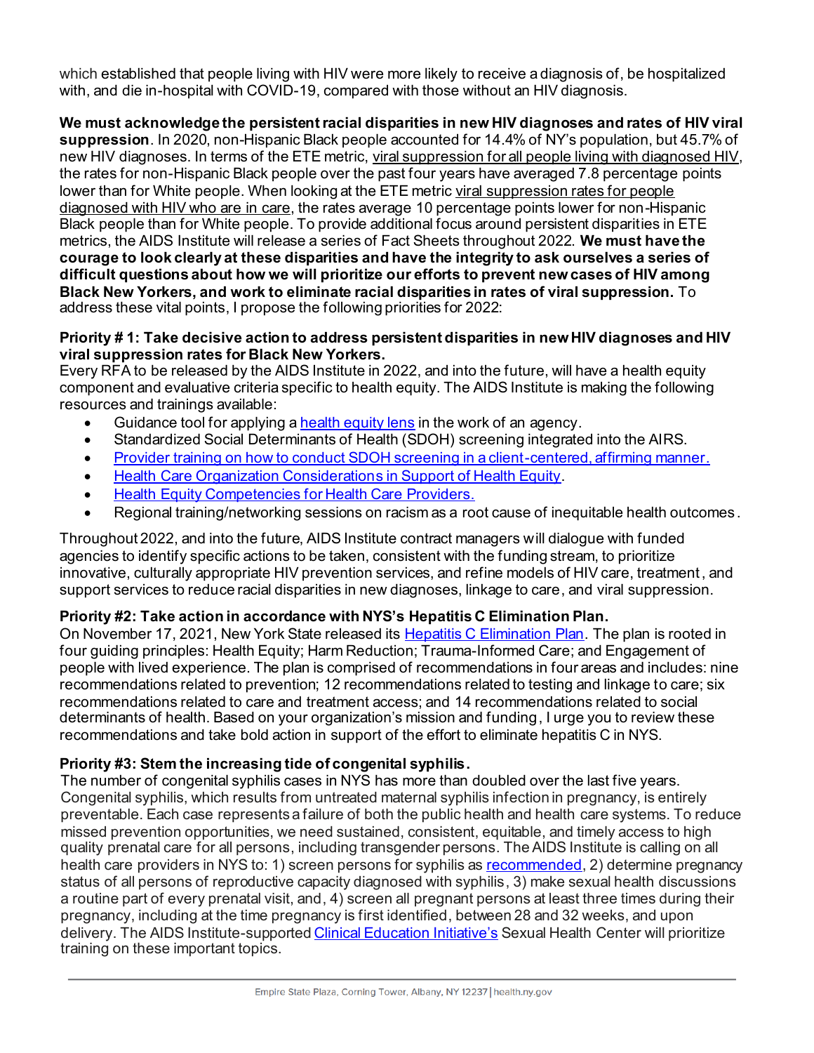which established that people living with HIV were more likely to receive a diagnosis of, be hospitalized with, and die in-hospital with COVID-19, compared with those without an HIV diagnosis.

**We must acknowledge the persistent racial disparities in new HIV diagnoses and rates of HIV viral suppression**. In 2020, non-Hispanic Black people accounted for 14.4% of NY's population, but 45.7% of new HIV diagnoses. In terms of the ETE metric, viral suppression for all people living with diagnosed HIV, the rates for non-Hispanic Black people over the past four years have averaged 7.8 percentage points lower than for White people. When looking at the ETE metric viral suppression rates for people diagnosed with HIV who are in care, the rates average 10 percentage points lower for non-Hispanic Black people than for White people. To provide additional focus around persistent disparities in ETE metrics, the AIDS Institute will release a series of Fact Sheets throughout 2022. **We must have the courage to look clearly at these disparities and have the integrity to ask ourselves a series of difficult questions about how we will prioritize our efforts to prevent new cases of HIV among Black New Yorkers, and work to eliminate racial disparities in rates of viral suppression.** To address these vital points, I propose the following priorities for 2022:

**Priority # 1: Take decisive action to address persistent disparities in new HIV diagnoses and HIV viral suppression rates for Black New Yorkers.**

Every RFA to be released by the AIDS Institute in 2022, and into the future, will have a health equity component and evaluative criteria specific to health equity. The AIDS Institute is making the following resources and trainings available:

- Guidance tool for applying a health equity lens in the work of an agency.
- Standardized Social Determinants of Health (SDOH) screening integrated into the AIRS.
- Provider training on how to conduct SDOH screening in a client-centered, affirming manner.
- Health Care Organization Considerations in Support of Health Equity.
- Health Equity Competencies for Health Care Providers.
- Regional training/networking sessions on racism as a root cause of inequitable health outcomes.

Throughout 2022, and into the future, AIDS Institute contract managers will dialogue with funded agencies to identify specific actions to be taken, consistent with the funding stream, to prioritize innovative, culturally appropriate HIV prevention services, and refine models of HIV care, treatment, and support services to reduce racial disparities in new diagnoses, linkage to care, and viral suppression.

**Priority #2: Take action in accordance with NYS's Hepatitis C Elimination Plan.**

On November 17, 2021, New York State released its Hepatitis C Elimination Plan. The plan is rooted in four guiding principles: Health Equity; Harm Reduction; Trauma-Informed Care; and Engagement of people with lived experience. The plan is comprised of recommendations in four areas and includes: nine recommendations related to prevention; 12 recommendations related to testing and linkage to care; six recommendations related to care and treatment access; and 14 recommendations related to social determinants of health. Based on your organization's mission and funding, I urge you to review these recommendations and take bold action in support of the effort to eliminate hepatitis C in NYS.

**Priority #3: Stem the increasing tide of congenital syphilis.**

The number of congenital syphilis cases in NYS has more than doubled over the last five years. Congenital syphilis, which results from untreated maternal syphilis infection in pregnancy, is entirely preventable. Each case represents a failure of both the public health and health care systems. To reduce missed prevention opportunities, we need sustained, consistent, equitable, and timely access to high quality prenatal care for all persons, including transgender persons. The AIDS Institute is calling on all health care providers in NYS to: 1) screen persons for syphilis as recommended, 2) determine pregnancy status of all persons of reproductive capacity diagnosed with syphilis, 3) make sexual health discussions a routine part of every prenatal visit, and, 4) screen all pregnant persons at least three times during their pregnancy, including at the time pregnancy is first identified, between 28 and 32 weeks, and upon delivery. The AIDS Institute-supported Clinical Education Initiative's Sexual Health Center will prioritize training on these important topics.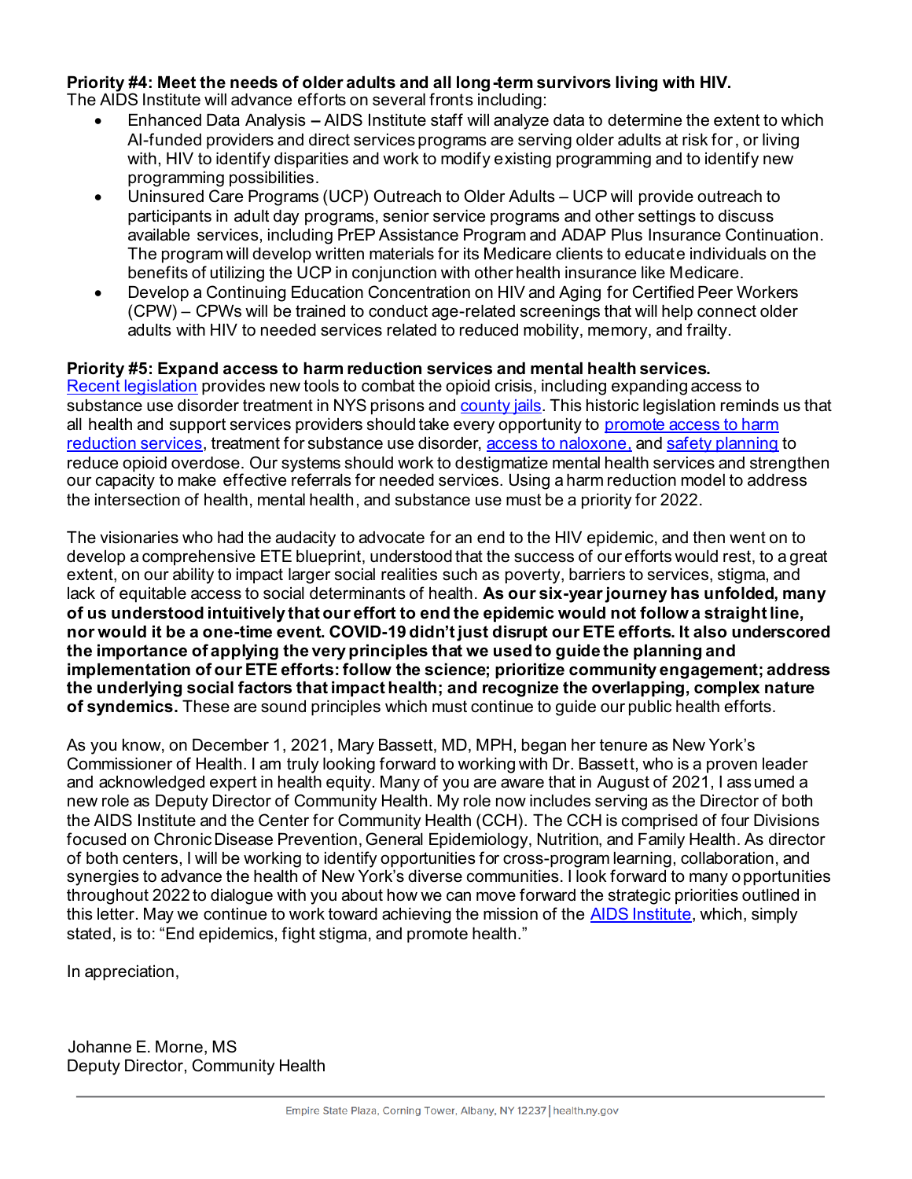**Priority #4: Meet the needs of older adults and all long-term survivors living with HIV.**
The AIDS Institute will advance efforts on several fronts including:

- Enhanced Data Analysis **–** AIDS Institute staff will analyze data to determine the extent to which AI-funded providers and direct services programs are serving older adults at risk for, or living with, HIV to identify disparities and work to modify existing programming and to identify new programming possibilities.
- Uninsured Care Programs (UCP) Outreach to Older Adults – UCP will provide outreach to participants in adult day programs, senior service programs and other settings to discuss available services, including PrEP Assistance Program and ADAP Plus Insurance Continuation. The program will develop written materials for its Medicare clients to educate individuals on the benefits of utilizing the UCP in conjunction with other health insurance like Medicare.
- Develop a Continuing Education Concentration on HIV and Aging for Certified Peer Workers (CPW) – CPWs will be trained to conduct age-related screenings that will help connect older adults with HIV to needed services related to reduced mobility, memory, and frailty.

**Priority #5: Expand access to harm reduction services and mental health services.**
Recent legislation provides new tools to combat the opioid crisis, including expanding access to substance use disorder treatment in NYS prisons and county jails. This historic legislation reminds us that all health and support services providers should take every opportunity to promote access to harm reduction services, treatment for substance use disorder, access to naloxone, and safety planning to reduce opioid overdose. Our systems should work to destigmatize mental health services and strengthen our capacity to make effective referrals for needed services. Using a harm reduction model to address the intersection of health, mental health, and substance use must be a priority for 2022.

The visionaries who had the audacity to advocate for an end to the HIV epidemic, and then went on to develop a comprehensive ETE blueprint, understood that the success of our efforts would rest, to a great extent, on our ability to impact larger social realities such as poverty, barriers to services, stigma, and lack of equitable access to social determinants of health. **As our six-year journey has unfolded, many of us understood intuitively that our effort to end the epidemic would not follow a straight line, nor would it be a one-time event. COVID-19 didn't just disrupt our ETE efforts. It also underscored the importance of applying the very principles that we used to guide the planning and implementation of our ETE efforts: follow the science; prioritize community engagement; address the underlying social factors that impact health; and recognize the overlapping, complex nature of syndemics.** These are sound principles which must continue to guide our public health efforts.

As you know, on December 1, 2021, Mary Bassett, MD, MPH, began her tenure as New York's Commissioner of Health. I am truly looking forward to working with Dr. Bassett, who is a proven leader and acknowledged expert in health equity. Many of you are aware that in August of 2021, I assumed a new role as Deputy Director of Community Health. My role now includes serving as the Director of both the AIDS Institute and the Center for Community Health (CCH). The CCH is comprised of four Divisions focused on Chronic Disease Prevention, General Epidemiology, Nutrition, and Family Health. As director of both centers, I will be working to identify opportunities for cross-program learning, collaboration, and synergies to advance the health of New York's diverse communities. I look forward to many opportunities throughout 2022 to dialogue with you about how we can move forward the strategic priorities outlined in this letter. May we continue to work toward achieving the mission of the AIDS Institute, which, simply stated, is to: "End epidemics, fight stigma, and promote health."

In appreciation,

Johanne E. Morne, MS
Deputy Director, Community Health